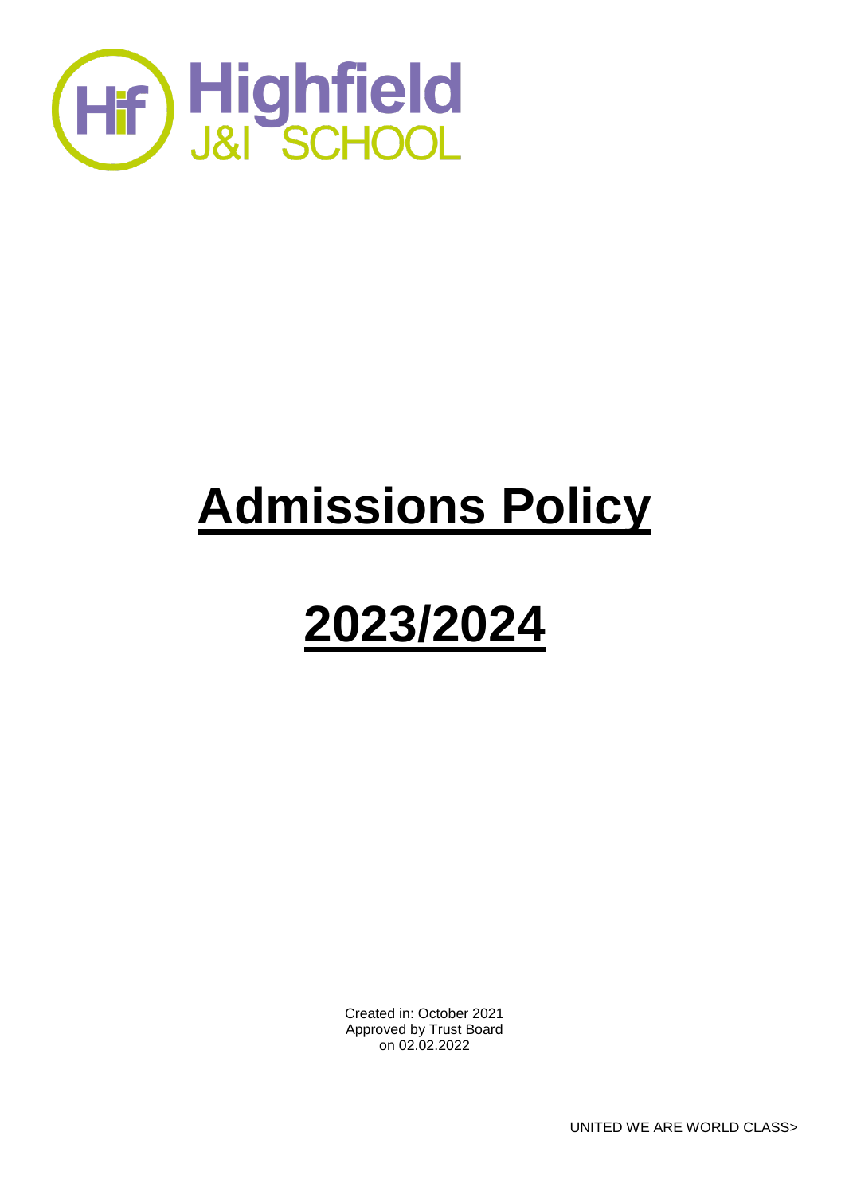Highfield J&I SCHOOL

# Admissions Policy

# 2023/2024

Created in: October 2021
Approved by Trust Board
on 02.02.2022

UNITED WE ARE WORLD CLASS>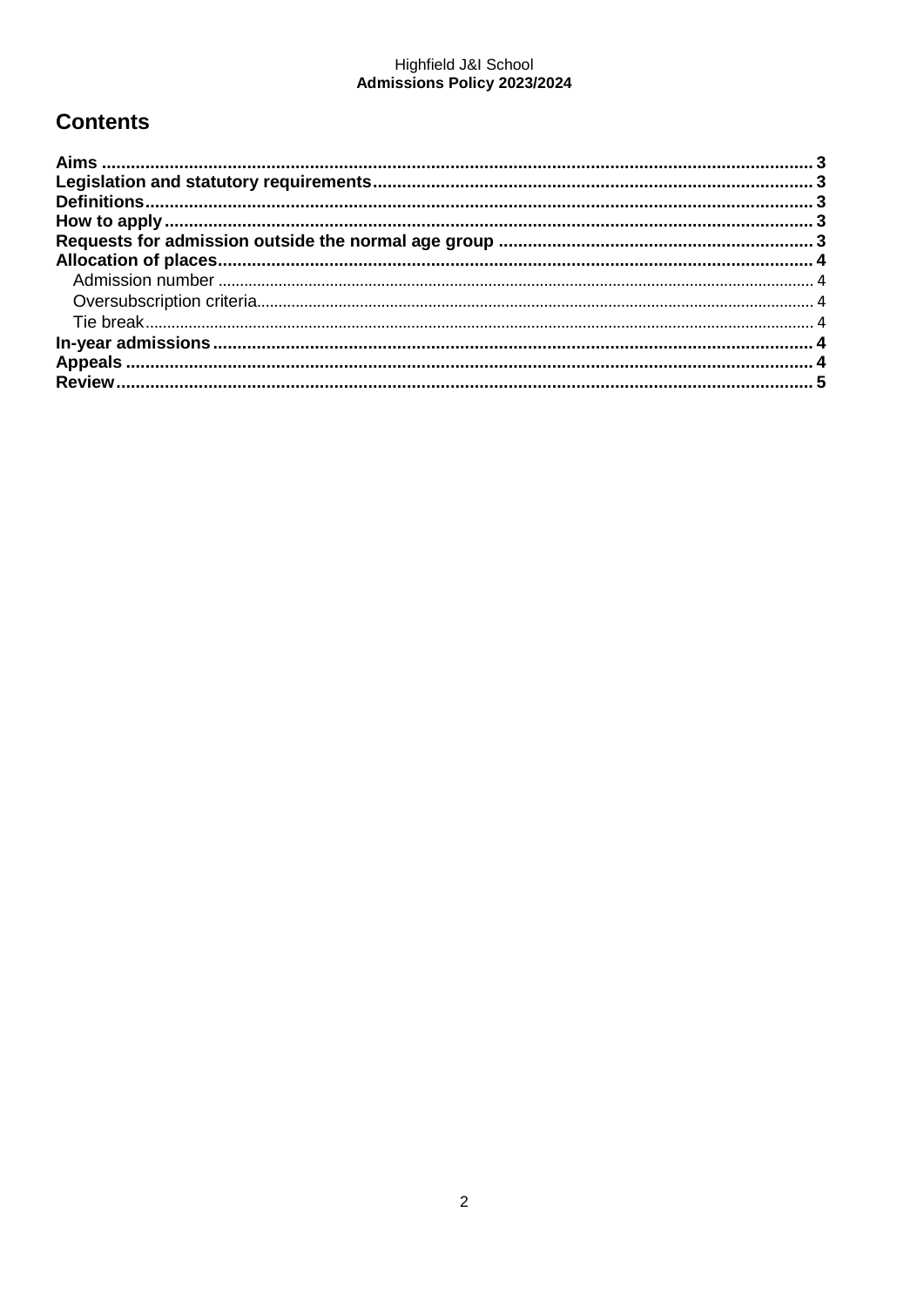## Contents

- **Aims** ........ 3
- **Legislation and statutory requirements** ........ 3
- **Definitions** ........ 3
- **How to apply** ........ 3
- **Requests for admission outside the normal age group** ........ 3
- **Allocation of places** ........ 4
  - Admission number ........ 4
  - Oversubscription criteria ........ 4
  - Tie break ........ 4
- **In-year admissions** ........ 4
- **Appeals** ........ 4
- **Review** ........ 5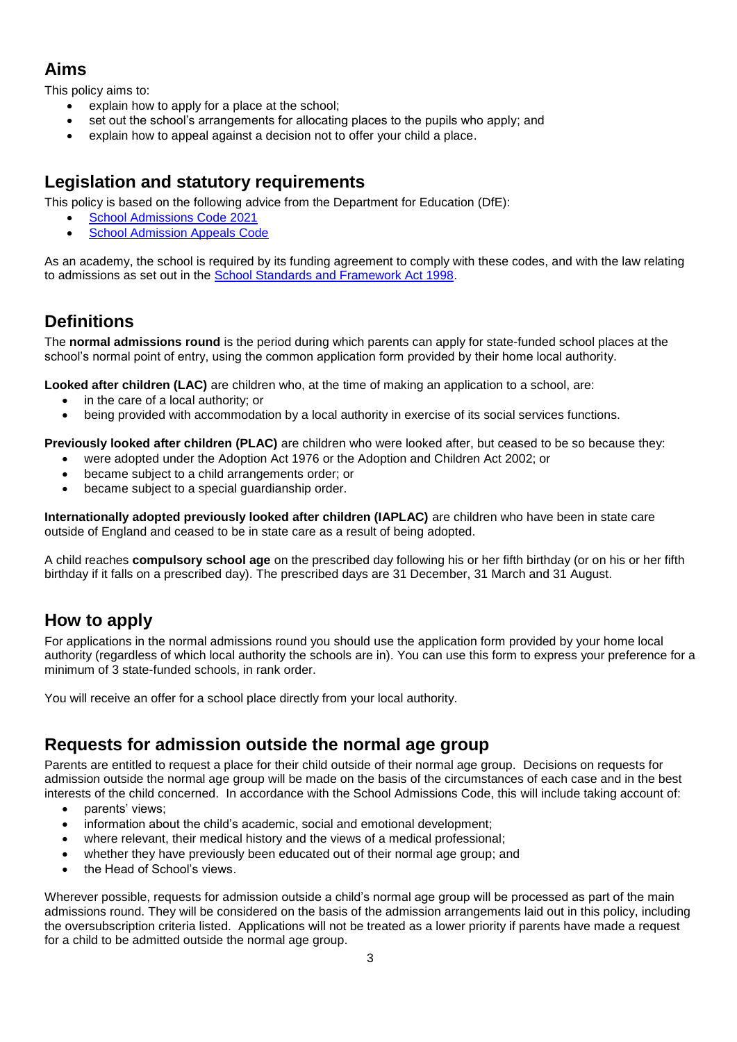## Aims

This policy aims to:

- explain how to apply for a place at the school;
- set out the school's arrangements for allocating places to the pupils who apply; and
- explain how to appeal against a decision not to offer your child a place.

## Legislation and statutory requirements

This policy is based on the following advice from the Department for Education (DfE):

- [School Admissions Code 2021]
- [School Admission Appeals Code]

As an academy, the school is required by its funding agreement to comply with these codes, and with the law relating to admissions as set out in the [School Standards and Framework Act 1998].

## Definitions

The **normal admissions round** is the period during which parents can apply for state-funded school places at the school's normal point of entry, using the common application form provided by their home local authority.

**Looked after children (LAC)** are children who, at the time of making an application to a school, are:

- in the care of a local authority; or
- being provided with accommodation by a local authority in exercise of its social services functions.

**Previously looked after children (PLAC)** are children who were looked after, but ceased to be so because they:

- were adopted under the Adoption Act 1976 or the Adoption and Children Act 2002; or
- became subject to a child arrangements order; or
- became subject to a special guardianship order.

**Internationally adopted previously looked after children (IAPLAC)** are children who have been in state care outside of England and ceased to be in state care as a result of being adopted.

A child reaches **compulsory school age** on the prescribed day following his or her fifth birthday (or on his or her fifth birthday if it falls on a prescribed day). The prescribed days are 31 December, 31 March and 31 August.

## How to apply

For applications in the normal admissions round you should use the application form provided by your home local authority (regardless of which local authority the schools are in). You can use this form to express your preference for a minimum of 3 state-funded schools, in rank order.

You will receive an offer for a school place directly from your local authority.

## Requests for admission outside the normal age group

Parents are entitled to request a place for their child outside of their normal age group. Decisions on requests for admission outside the normal age group will be made on the basis of the circumstances of each case and in the best interests of the child concerned. In accordance with the School Admissions Code, this will include taking account of:

- parents' views;
- information about the child's academic, social and emotional development;
- where relevant, their medical history and the views of a medical professional;
- whether they have previously been educated out of their normal age group; and
- the Head of School's views.

Wherever possible, requests for admission outside a child's normal age group will be processed as part of the main admissions round. They will be considered on the basis of the admission arrangements laid out in this policy, including the oversubscription criteria listed. Applications will not be treated as a lower priority if parents have made a request for a child to be admitted outside the normal age group.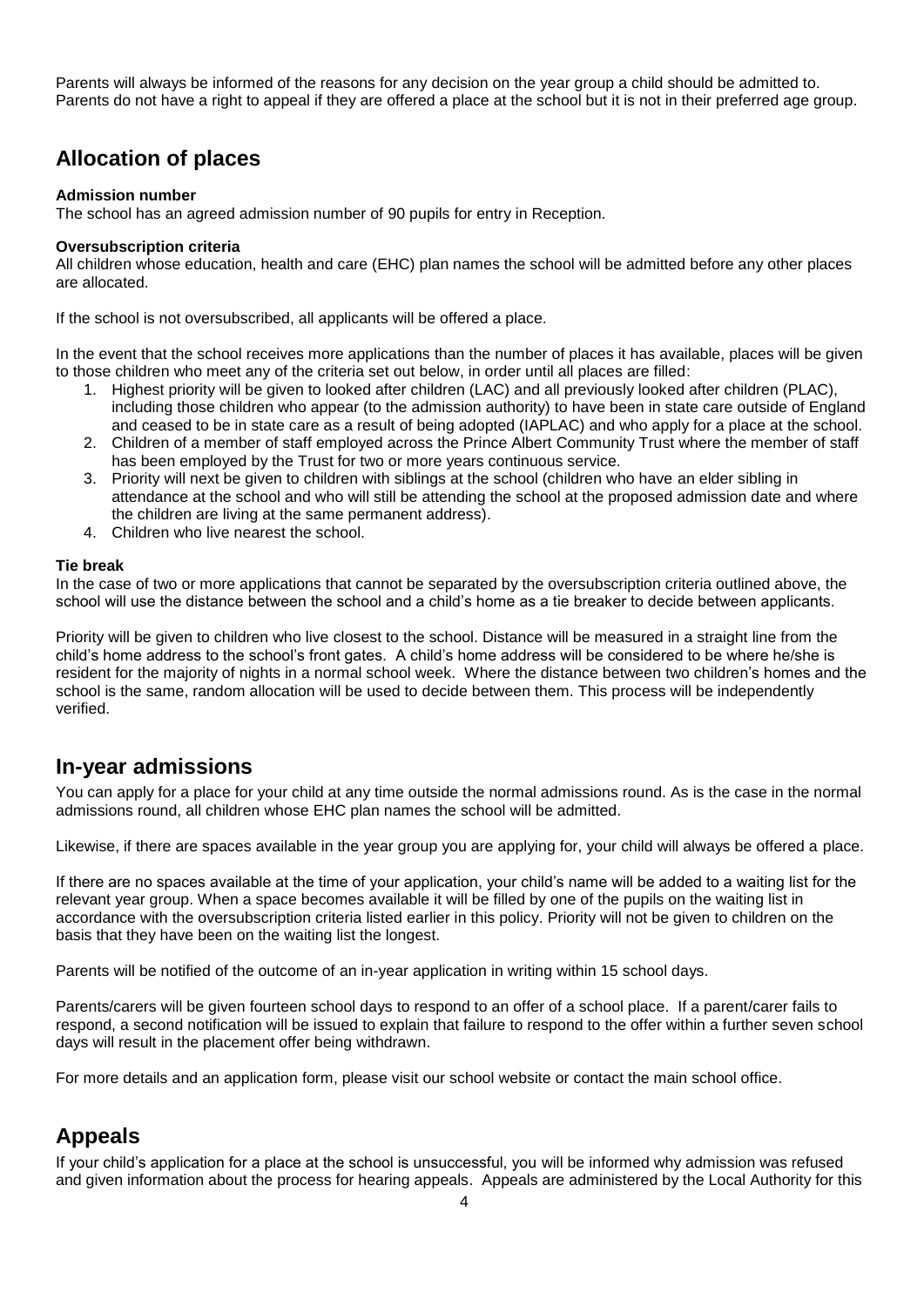Parents will always be informed of the reasons for any decision on the year group a child should be admitted to. Parents do not have a right to appeal if they are offered a place at the school but it is not in their preferred age group.

## Allocation of places

**Admission number**

The school has an agreed admission number of 90 pupils for entry in Reception.

**Oversubscription criteria**

All children whose education, health and care (EHC) plan names the school will be admitted before any other places are allocated.

If the school is not oversubscribed, all applicants will be offered a place.

In the event that the school receives more applications than the number of places it has available, places will be given to those children who meet any of the criteria set out below, in order until all places are filled:

1. Highest priority will be given to looked after children (LAC) and all previously looked after children (PLAC), including those children who appear (to the admission authority) to have been in state care outside of England and ceased to be in state care as a result of being adopted (IAPLAC) and who apply for a place at the school.
2. Children of a member of staff employed across the Prince Albert Community Trust where the member of staff has been employed by the Trust for two or more years continuous service.
3. Priority will next be given to children with siblings at the school (children who have an elder sibling in attendance at the school and who will still be attending the school at the proposed admission date and where the children are living at the same permanent address).
4. Children who live nearest the school.

**Tie break**

In the case of two or more applications that cannot be separated by the oversubscription criteria outlined above, the school will use the distance between the school and a child's home as a tie breaker to decide between applicants.

Priority will be given to children who live closest to the school. Distance will be measured in a straight line from the child's home address to the school's front gates. A child's home address will be considered to be where he/she is resident for the majority of nights in a normal school week. Where the distance between two children's homes and the school is the same, random allocation will be used to decide between them. This process will be independently verified.

## In-year admissions

You can apply for a place for your child at any time outside the normal admissions round. As is the case in the normal admissions round, all children whose EHC plan names the school will be admitted.

Likewise, if there are spaces available in the year group you are applying for, your child will always be offered a place.

If there are no spaces available at the time of your application, your child's name will be added to a waiting list for the relevant year group. When a space becomes available it will be filled by one of the pupils on the waiting list in accordance with the oversubscription criteria listed earlier in this policy. Priority will not be given to children on the basis that they have been on the waiting list the longest.

Parents will be notified of the outcome of an in-year application in writing within 15 school days.

Parents/carers will be given fourteen school days to respond to an offer of a school place. If a parent/carer fails to respond, a second notification will be issued to explain that failure to respond to the offer within a further seven school days will result in the placement offer being withdrawn.

For more details and an application form, please visit our school website or contact the main school office.

## Appeals

If your child's application for a place at the school is unsuccessful, you will be informed why admission was refused and given information about the process for hearing appeals. Appeals are administered by the Local Authority for this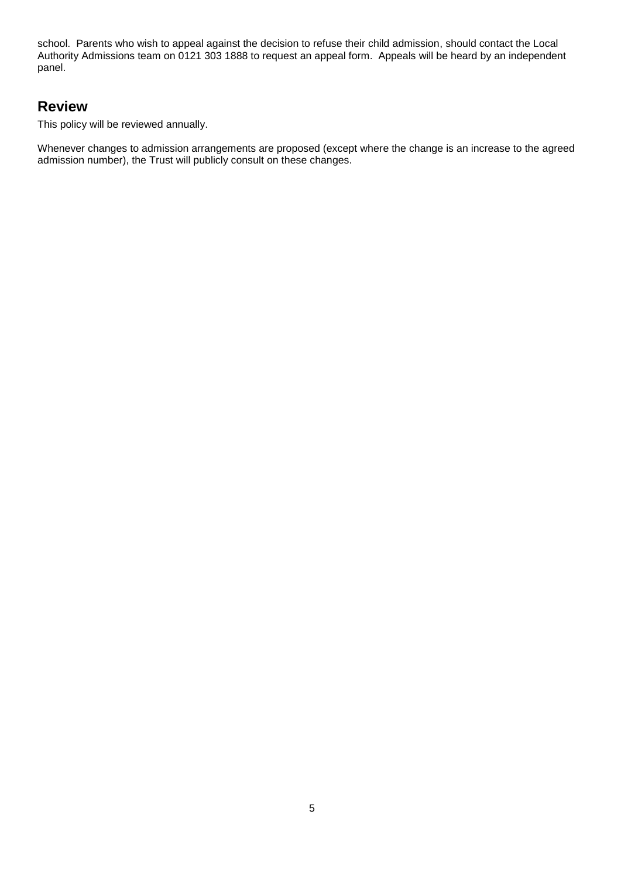school. Parents who wish to appeal against the decision to refuse their child admission, should contact the Local Authority Admissions team on 0121 303 1888 to request an appeal form. Appeals will be heard by an independent panel.

## Review

This policy will be reviewed annually.

Whenever changes to admission arrangements are proposed (except where the change is an increase to the agreed admission number), the Trust will publicly consult on these changes.